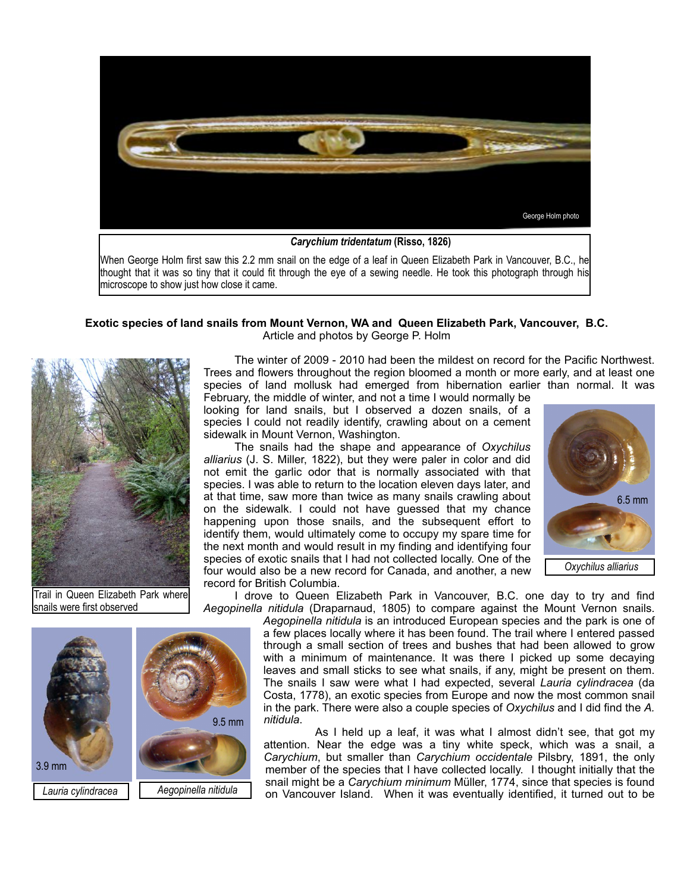George Holm photo

***Carychium tridentatum*** **(Risso, 1826)**

When George Holm first saw this 2.2 mm snail on the edge of a leaf in Queen Elizabeth Park in Vancouver, B.C., he thought that it was so tiny that it could fit through the eye of a sewing needle. He took this photograph through his microscope to show just how close it came.

## Exotic species of land snails from Mount Vernon, WA and Queen Elizabeth Park, Vancouver, B.C.

Article and photos by George P. Holm

The winter of 2009 - 2010 had been the mildest on record for the Pacific Northwest. Trees and flowers throughout the region bloomed a month or more early, and at least one species of land mollusk had emerged from hibernation earlier than normal. It was February, the middle of winter, and not a time I would normally be looking for land snails, but I observed a dozen snails, of a species I could not readily identify, crawling about on a cement sidewalk in Mount Vernon, Washington.

The snails had the shape and appearance of *Oxychilus alliarius* (J. S. Miller, 1822), but they were paler in color and did not emit the garlic odor that is normally associated with that species. I was able to return to the location eleven days later, and at that time, saw more than twice as many snails crawling about on the sidewalk. I could not have guessed that my chance happening upon those snails, and the subsequent effort to identify them, would ultimately come to occupy my spare time for the next month and would result in my finding and identifying four species of exotic snails that I had not collected locally. One of the four would also be a new record for Canada, and another, a new record for British Columbia.

6.5 mm

*Oxychilus alliarius*

Trail in Queen Elizabeth Park where snails were first observed

I drove to Queen Elizabeth Park in Vancouver, B.C. one day to try and find *Aegopinella nitidula* (Draparnaud, 1805) to compare against the Mount Vernon snails. *Aegopinella nitidula* is an introduced European species and the park is one of a few places locally where it has been found. The trail where I entered passed through a small section of trees and bushes that had been allowed to grow with a minimum of maintenance. It was there I picked up some decaying leaves and small sticks to see what snails, if any, might be present on them. The snails I saw were what I had expected, several *Lauria cylindracea* (da Costa, 1778), an exotic species from Europe and now the most common snail in the park. There were also a couple species of *Oxychilus* and I did find the *A. nitidula*.

3.9 mm

*Lauria cylindracea*

9.5 mm

*Aegopinella nitidula*

As I held up a leaf, it was what I almost didn't see, that got my attention. Near the edge was a tiny white speck, which was a snail, a *Carychium*, but smaller than *Carychium occidentale* Pilsbry, 1891, the only member of the species that I have collected locally. I thought initially that the snail might be a *Carychium minimum* Müller, 1774, since that species is found on Vancouver Island. When it was eventually identified, it turned out to be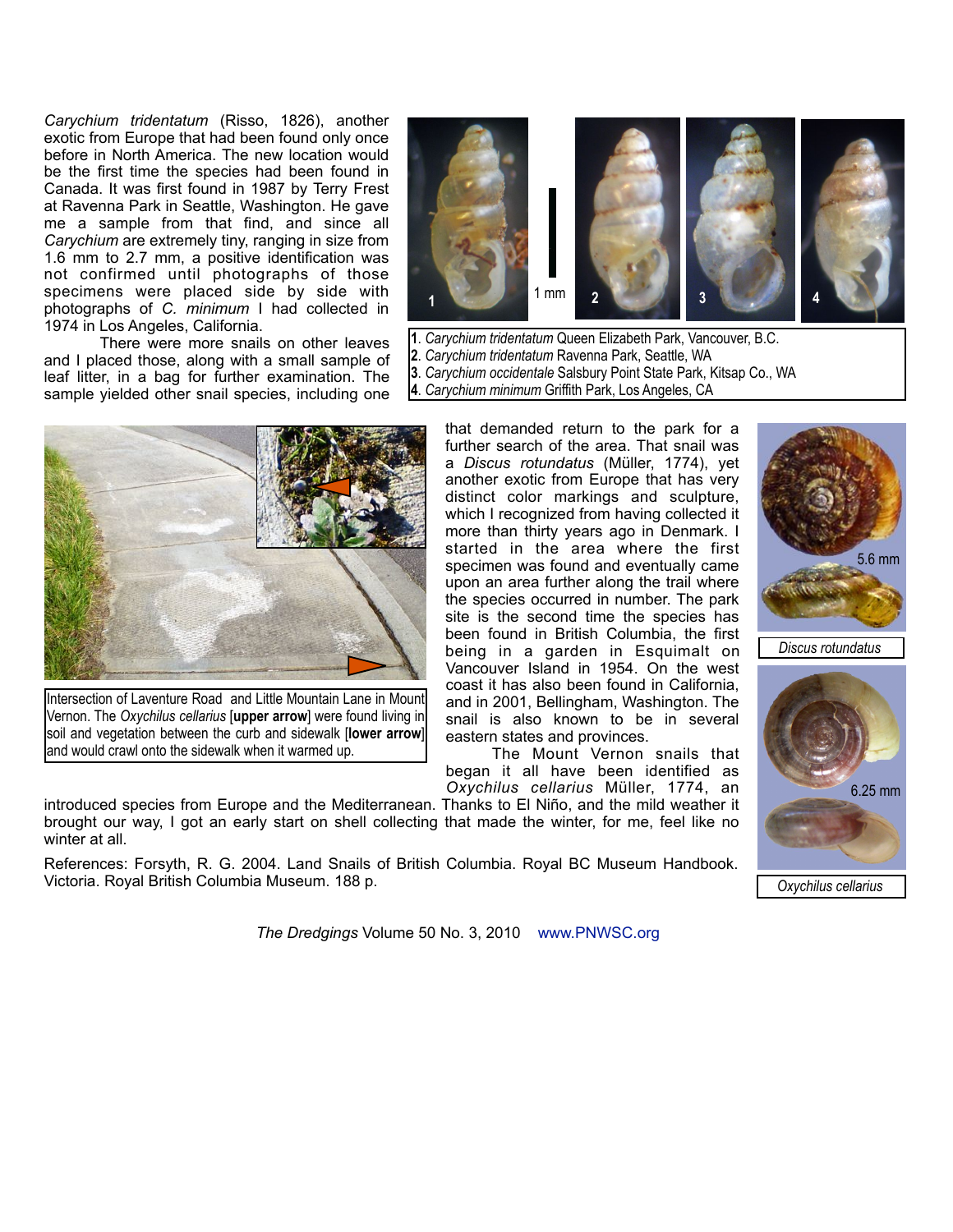*Carychium tridentatum* (Risso, 1826), another exotic from Europe that had been found only once before in North America. The new location would be the first time the species had been found in Canada. It was first found in 1987 by Terry Frest at Ravenna Park in Seattle, Washington. He gave me a sample from that find, and since all *Carychium* are extremely tiny, ranging in size from 1.6 mm to 2.7 mm, a positive identification was not confirmed until photographs of those specimens were placed side by side with photographs of *C. minimum* I had collected in 1974 in Los Angeles, California.

There were more snails on other leaves and I placed those, along with a small sample of leaf litter, in a bag for further examination. The sample yielded other snail species, including one that demanded return to the park for a further search of the area. That snail was a *Discus rotundatus* (Müller, 1774), yet another exotic from Europe that has very distinct color markings and sculpture, which I recognized from having collected it more than thirty years ago in Denmark. I started in the area where the first specimen was found and eventually came upon an area further along the trail where the species occurred in number. The park site is the second time the species has been found in British Columbia, the first being in a garden in Esquimalt on Vancouver Island in 1954. On the west coast it has also been found in California, and in 2001, Bellingham, Washington. The snail is also known to be in several eastern states and provinces.

The Mount Vernon snails that began it all have been identified as *Oxychilus cellarius* Müller, 1774, an introduced species from Europe and the Mediterranean. Thanks to El Niño, and the mild weather it brought our way, I got an early start on shell collecting that made the winter, for me, feel like no winter at all.

1 mm

1. *Carychium tridentatum* Queen Elizabeth Park, Vancouver, B.C.
2. *Carychium tridentatum* Ravenna Park, Seattle, WA
3. *Carychium occidentale* Salsbury Point State Park, Kitsap Co., WA
4. *Carychium minimum* Griffith Park, Los Angeles, CA

Intersection of Laventure Road and Little Mountain Lane in Mount Vernon. The *Oxychilus cellarius* [**upper arrow**] were found living in soil and vegetation between the curb and sidewalk [**lower arrow**] and would crawl onto the sidewalk when it warmed up.

5.6 mm

*Discus rotundatus*

6.25 mm

*Oxychilus cellarius*

References: Forsyth, R. G. 2004. Land Snails of British Columbia. Royal BC Museum Handbook. Victoria. Royal British Columbia Museum. 188 p.